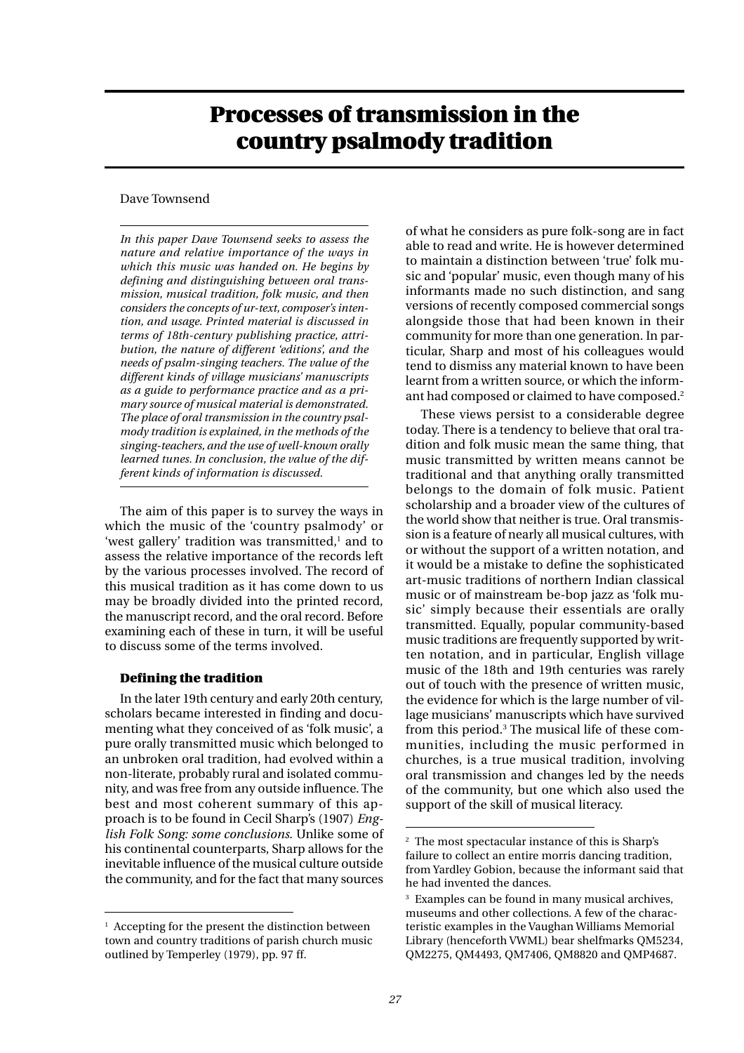# Processes of transmission in the country psalmody tradition

Dave Townsend

*In this paper Dave Townsend seeks to assess the nature and relative importance of the ways in which this music was handed on. He begins by defining and distinguishing between oral transmission, musical tradition, folk music, and then considers the concepts of ur-text, composer's intention, and usage. Printed material is discussed in terms of 18th-century publishing practice, attribution, the nature of different 'editions', and the needs of psalm-singing teachers. The value of the different kinds of village musicians' manuscripts as a guide to performance practice and as a primary source of musical material is demonstrated. The place of oral transmission in the country psalmody tradition is explained, in the methods of the singing-teachers, and the use of well-known orally learned tunes. In conclusion, the value of the different kinds of information is discussed.*

The aim of this paper is to survey the ways in which the music of the 'country psalmody' or 'west gallery' tradition was transmitted,[1] and to assess the relative importance of the records left by the various processes involved. The record of this musical tradition as it has come down to us may be broadly divided into the printed record, the manuscript record, and the oral record. Before examining each of these in turn, it will be useful to discuss some of the terms involved.

### Defining the tradition

In the later 19th century and early 20th century, scholars became interested in finding and documenting what they conceived of as 'folk music', a pure orally transmitted music which belonged to an unbroken oral tradition, had evolved within a non-literate, probably rural and isolated community, and was free from any outside influence. The best and most coherent summary of this approach is to be found in Cecil Sharp's (1907) *English Folk Song: some conclusions*. Unlike some of his continental counterparts, Sharp allows for the inevitable influence of the musical culture outside the community, and for the fact that many sources of what he considers as pure folk-song are in fact able to read and write. He is however determined to maintain a distinction between 'true' folk music and 'popular' music, even though many of his informants made no such distinction, and sang versions of recently composed commercial songs alongside those that had been known in their community for more than one generation. In particular, Sharp and most of his colleagues would tend to dismiss any material known to have been learnt from a written source, or which the informant had composed or claimed to have composed.[2]

These views persist to a considerable degree today. There is a tendency to believe that oral tradition and folk music mean the same thing, that music transmitted by written means cannot be traditional and that anything orally transmitted belongs to the domain of folk music. Patient scholarship and a broader view of the cultures of the world show that neither is true. Oral transmission is a feature of nearly all musical cultures, with or without the support of a written notation, and it would be a mistake to define the sophisticated art-music traditions of northern Indian classical music or of mainstream be-bop jazz as 'folk music' simply because their essentials are orally transmitted. Equally, popular community-based music traditions are frequently supported by written notation, and in particular, English village music of the 18th and 19th centuries was rarely out of touch with the presence of written music, the evidence for which is the large number of village musicians' manuscripts which have survived from this period.[3] The musical life of these communities, including the music performed in churches, is a true musical tradition, involving oral transmission and changes led by the needs of the community, but one which also used the support of the skill of musical literacy.

---

[1] Accepting for the present the distinction between town and country traditions of parish church music outlined by Temperley (1979), pp. 97 ff.

[2] The most spectacular instance of this is Sharp's failure to collect an entire morris dancing tradition, from Yardley Gobion, because the informant said that he had invented the dances.

[3] Examples can be found in many musical archives, museums and other collections. A few of the characteristic examples in the Vaughan Williams Memorial Library (henceforth VWML) bear shelfmarks QM5234, QM2275, QM4493, QM7406, QM8820 and QMP4687.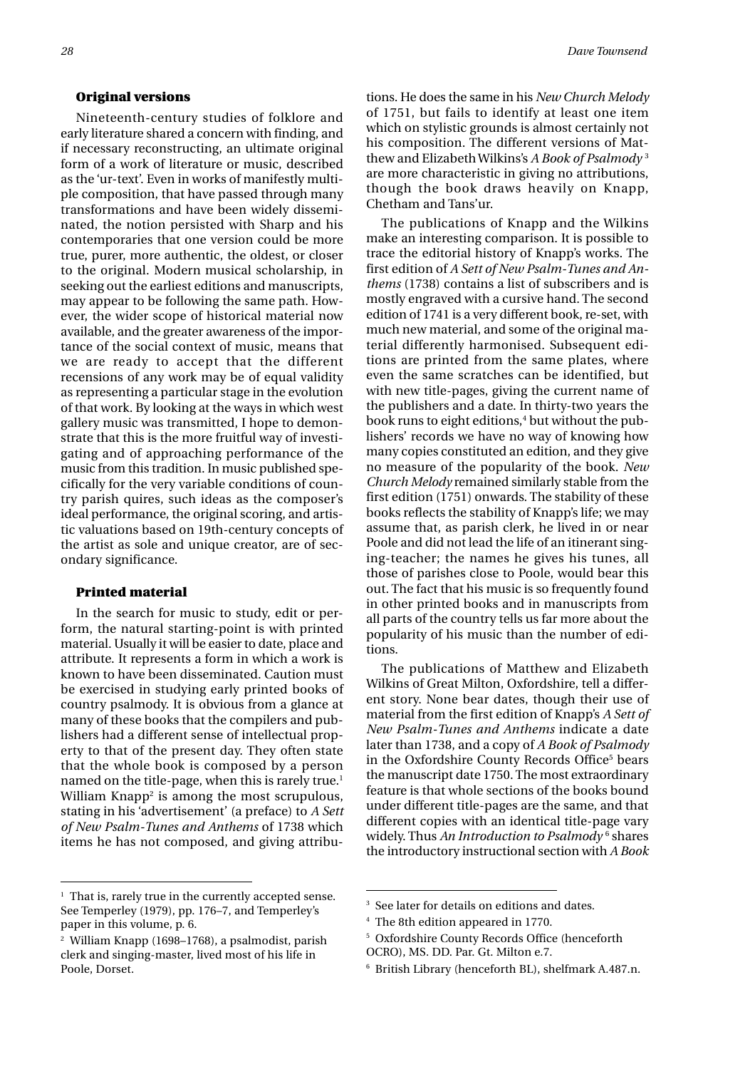## Original versions

Nineteenth-century studies of folklore and early literature shared a concern with finding, and if necessary reconstructing, an ultimate original form of a work of literature or music, described as the 'ur-text'. Even in works of manifestly multiple composition, that have passed through many transformations and have been widely disseminated, the notion persisted with Sharp and his contemporaries that one version could be more true, purer, more authentic, the oldest, or closer to the original. Modern musical scholarship, in seeking out the earliest editions and manuscripts, may appear to be following the same path. However, the wider scope of historical material now available, and the greater awareness of the importance of the social context of music, means that we are ready to accept that the different recensions of any work may be of equal validity as representing a particular stage in the evolution of that work. By looking at the ways in which west gallery music was transmitted, I hope to demonstrate that this is the more fruitful way of investigating and of approaching performance of the music from this tradition. In music published specifically for the very variable conditions of country parish quires, such ideas as the composer's ideal performance, the original scoring, and artistic valuations based on 19th-century concepts of the artist as sole and unique creator, are of secondary significance.

## Printed material

In the search for music to study, edit or perform, the natural starting-point is with printed material. Usually it will be easier to date, place and attribute. It represents a form in which a work is known to have been disseminated. Caution must be exercised in studying early printed books of country psalmody. It is obvious from a glance at many of these books that the compilers and publishers had a different sense of intellectual property to that of the present day. They often state that the whole book is composed by a person named on the title-page, when this is rarely true.[1] William Knapp[2] is among the most scrupulous, stating in his 'advertisement' (a preface) to *A Sett of New Psalm-Tunes and Anthems* of 1738 which items he has not composed, and giving attributions. He does the same in his *New Church Melody* of 1751, but fails to identify at least one item which on stylistic grounds is almost certainly not his composition. The different versions of Matthew and Elizabeth Wilkins's *A Book of Psalmody*[3] are more characteristic in giving no attributions, though the book draws heavily on Knapp, Chetham and Tans'ur.

The publications of Knapp and the Wilkins make an interesting comparison. It is possible to trace the editorial history of Knapp's works. The first edition of *A Sett of New Psalm-Tunes and Anthems* (1738) contains a list of subscribers and is mostly engraved with a cursive hand. The second edition of 1741 is a very different book, re-set, with much new material, and some of the original material differently harmonised. Subsequent editions are printed from the same plates, where even the same scratches can be identified, but with new title-pages, giving the current name of the publishers and a date. In thirty-two years the book runs to eight editions,[4] but without the publishers' records we have no way of knowing how many copies constituted an edition, and they give no measure of the popularity of the book. *New Church Melody* remained similarly stable from the first edition (1751) onwards. The stability of these books reflects the stability of Knapp's life; we may assume that, as parish clerk, he lived in or near Poole and did not lead the life of an itinerant singing-teacher; the names he gives his tunes, all those of parishes close to Poole, would bear this out. The fact that his music is so frequently found in other printed books and in manuscripts from all parts of the country tells us far more about the popularity of his music than the number of editions.

The publications of Matthew and Elizabeth Wilkins of Great Milton, Oxfordshire, tell a different story. None bear dates, though their use of material from the first edition of Knapp's *A Sett of New Psalm-Tunes and Anthems* indicate a date later than 1738, and a copy of *A Book of Psalmody* in the Oxfordshire County Records Office[5] bears the manuscript date 1750. The most extraordinary feature is that whole sections of the books bound under different title-pages are the same, and that different copies with an identical title-page vary widely. Thus *An Introduction to Psalmody*[6] shares the introductory instructional section with *A Book*

---

[1] That is, rarely true in the currently accepted sense. See Temperley (1979), pp. 176–7, and Temperley's paper in this volume, p. 6.

[2] William Knapp (1698–1768), a psalmodist, parish clerk and singing-master, lived most of his life in Poole, Dorset.

[3] See later for details on editions and dates.

[4] The 8th edition appeared in 1770.

[5] Oxfordshire County Records Office (henceforth OCRO), MS. DD. Par. Gt. Milton e.7.

[6] British Library (henceforth BL), shelfmark A.487.n.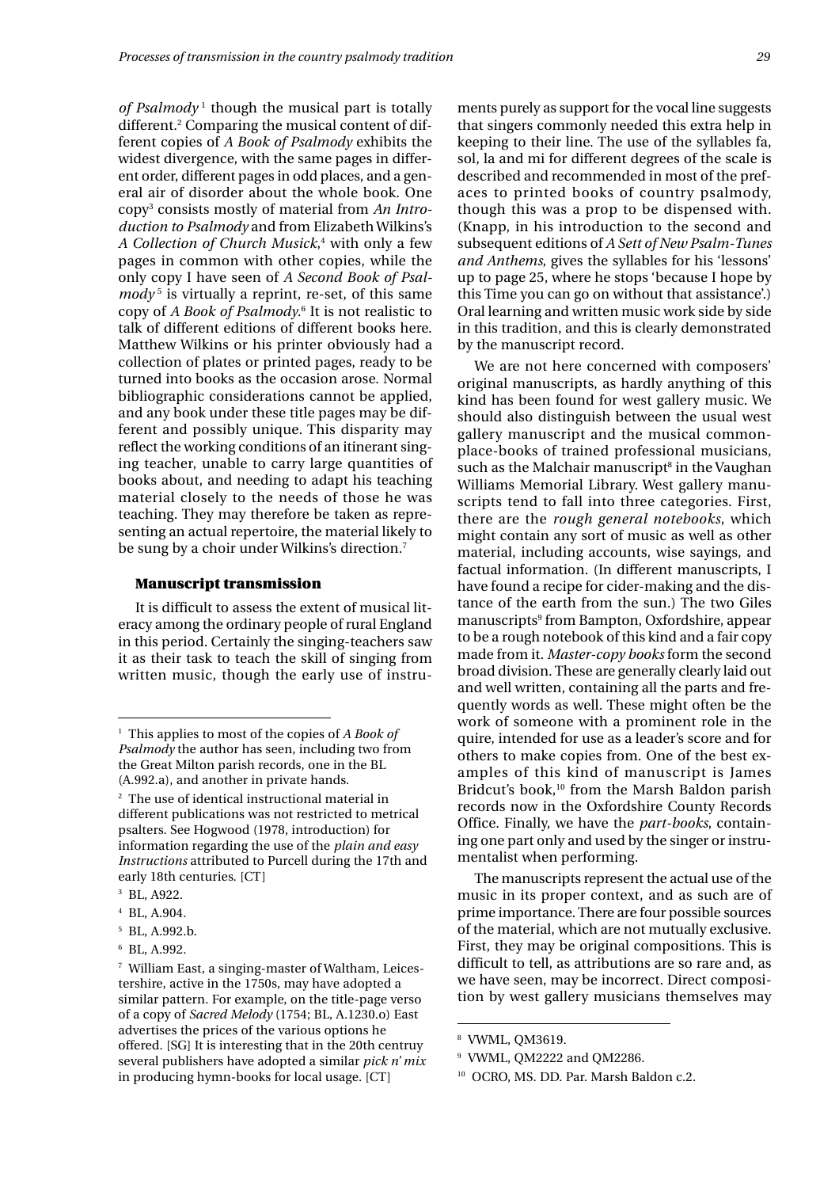*of Psalmody*[1] though the musical part is totally different.[2] Comparing the musical content of different copies of *A Book of Psalmody* exhibits the widest divergence, with the same pages in different order, different pages in odd places, and a general air of disorder about the whole book. One copy[3] consists mostly of material from *An Introduction to Psalmody* and from Elizabeth Wilkins's *A Collection of Church Musick*,[4] with only a few pages in common with other copies, while the only copy I have seen of *A Second Book of Psalmody*[5] is virtually a reprint, re-set, of this same copy of *A Book of Psalmody*.[6] It is not realistic to talk of different editions of different books here. Matthew Wilkins or his printer obviously had a collection of plates or printed pages, ready to be turned into books as the occasion arose. Normal bibliographic considerations cannot be applied, and any book under these title pages may be different and possibly unique. This disparity may reflect the working conditions of an itinerant singing teacher, unable to carry large quantities of books about, and needing to adapt his teaching material closely to the needs of those he was teaching. They may therefore be taken as representing an actual repertoire, the material likely to be sung by a choir under Wilkins's direction.[7]

### Manuscript transmission

It is difficult to assess the extent of musical literacy among the ordinary people of rural England in this period. Certainly the singing-teachers saw it as their task to teach the skill of singing from written music, though the early use of instruments purely as support for the vocal line suggests that singers commonly needed this extra help in keeping to their line. The use of the syllables fa, sol, la and mi for different degrees of the scale is described and recommended in most of the prefaces to printed books of country psalmody, though this was a prop to be dispensed with. (Knapp, in his introduction to the second and subsequent editions of *A Sett of New Psalm-Tunes and Anthems*, gives the syllables for his 'lessons' up to page 25, where he stops 'because I hope by this Time you can go on without that assistance'.) Oral learning and written music work side by side in this tradition, and this is clearly demonstrated by the manuscript record.

We are not here concerned with composers' original manuscripts, as hardly anything of this kind has been found for west gallery music. We should also distinguish between the usual west gallery manuscript and the musical commonplace-books of trained professional musicians, such as the Malchair manuscript[8] in the Vaughan Williams Memorial Library. West gallery manuscripts tend to fall into three categories. First, there are the *rough general notebooks*, which might contain any sort of music as well as other material, including accounts, wise sayings, and factual information. (In different manuscripts, I have found a recipe for cider-making and the distance of the earth from the sun.) The two Giles manuscripts[9] from Bampton, Oxfordshire, appear to be a rough notebook of this kind and a fair copy made from it. *Master-copy books* form the second broad division. These are generally clearly laid out and well written, containing all the parts and frequently words as well. These might often be the work of someone with a prominent role in the quire, intended for use as a leader's score and for others to make copies from. One of the best examples of this kind of manuscript is James Bridcut's book,[10] from the Marsh Baldon parish records now in the Oxfordshire County Records Office. Finally, we have the *part-books*, containing one part only and used by the singer or instrumentalist when performing.

The manuscripts represent the actual use of the music in its proper context, and as such are of prime importance. There are four possible sources of the material, which are not mutually exclusive. First, they may be original compositions. This is difficult to tell, as attributions are so rare and, as we have seen, may be incorrect. Direct composition by west gallery musicians themselves may

---

[1] This applies to most of the copies of *A Book of Psalmody* the author has seen, including two from the Great Milton parish records, one in the BL (A.992.a), and another in private hands.

[2] The use of identical instructional material in different publications was not restricted to metrical psalters. See Hogwood (1978, introduction) for information regarding the use of the *plain and easy Instructions* attributed to Purcell during the 17th and early 18th centuries. [CT]

[3] BL, A922.

[4] BL, A.904.

[5] BL, A.992.b.

[6] BL, A.992.

[7] William East, a singing-master of Waltham, Leicestershire, active in the 1750s, may have adopted a similar pattern. For example, on the title-page verso of a copy of *Sacred Melody* (1754; BL, A.1230.o) East advertises the prices of the various options he offered. [SG] It is interesting that in the 20th centruy several publishers have adopted a similar *pick n' mix* in producing hymn-books for local usage. [CT]

[8] VWML, QM3619.

[9] VWML, QM2222 and QM2286.

[10] OCRO, MS. DD. Par. Marsh Baldon c.2.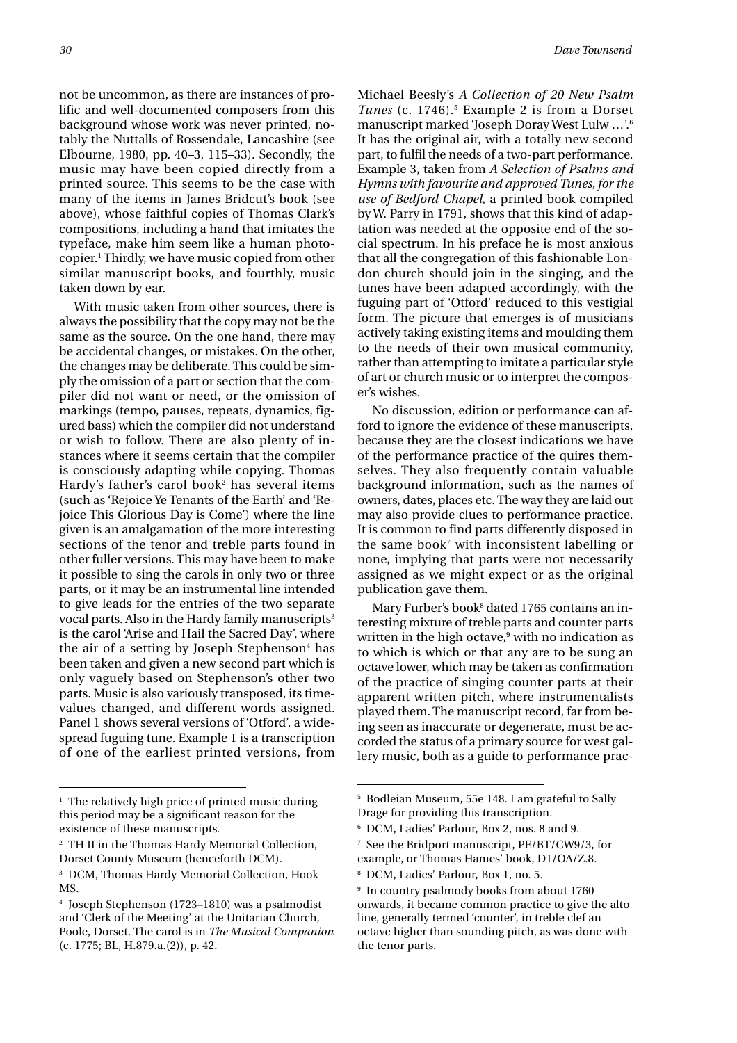not be uncommon, as there are instances of prolific and well-documented composers from this background whose work was never printed, notably the Nuttalls of Rossendale, Lancashire (see Elbourne, 1980, pp. 40–3, 115–33). Secondly, the music may have been copied directly from a printed source. This seems to be the case with many of the items in James Bridcut's book (see above), whose faithful copies of Thomas Clark's compositions, including a hand that imitates the typeface, make him seem like a human photocopier.[1] Thirdly, we have music copied from other similar manuscript books, and fourthly, music taken down by ear.

With music taken from other sources, there is always the possibility that the copy may not be the same as the source. On the one hand, there may be accidental changes, or mistakes. On the other, the changes may be deliberate. This could be simply the omission of a part or section that the compiler did not want or need, or the omission of markings (tempo, pauses, repeats, dynamics, figured bass) which the compiler did not understand or wish to follow. There are also plenty of instances where it seems certain that the compiler is consciously adapting while copying. Thomas Hardy's father's carol book[2] has several items (such as 'Rejoice Ye Tenants of the Earth' and 'Rejoice This Glorious Day is Come') where the line given is an amalgamation of the more interesting sections of the tenor and treble parts found in other fuller versions. This may have been to make it possible to sing the carols in only two or three parts, or it may be an instrumental line intended to give leads for the entries of the two separate vocal parts. Also in the Hardy family manuscripts[3] is the carol 'Arise and Hail the Sacred Day', where the air of a setting by Joseph Stephenson[4] has been taken and given a new second part which is only vaguely based on Stephenson's other two parts. Music is also variously transposed, its time-values changed, and different words assigned. Panel 1 shows several versions of 'Otford', a widespread fuguing tune. Example 1 is a transcription of one of the earliest printed versions, from Michael Beesly's *A Collection of 20 New Psalm Tunes* (c. 1746).[5] Example 2 is from a Dorset manuscript marked 'Joseph Doray West Lulw …'.[6] It has the original air, with a totally new second part, to fulfil the needs of a two-part performance. Example 3, taken from *A Selection of Psalms and Hymns with favourite and approved Tunes, for the use of Bedford Chapel*, a printed book compiled by W. Parry in 1791, shows that this kind of adaptation was needed at the opposite end of the social spectrum. In his preface he is most anxious that all the congregation of this fashionable London church should join in the singing, and the tunes have been adapted accordingly, with the fuguing part of 'Otford' reduced to this vestigial form. The picture that emerges is of musicians actively taking existing items and moulding them to the needs of their own musical community, rather than attempting to imitate a particular style of art or church music or to interpret the composer's wishes.

No discussion, edition or performance can afford to ignore the evidence of these manuscripts, because they are the closest indications we have of the performance practice of the quires themselves. They also frequently contain valuable background information, such as the names of owners, dates, places etc. The way they are laid out may also provide clues to performance practice. It is common to find parts differently disposed in the same book[7] with inconsistent labelling or none, implying that parts were not necessarily assigned as we might expect or as the original publication gave them.

Mary Furber's book[8] dated 1765 contains an interesting mixture of treble parts and counter parts written in the high octave,[9] with no indication as to which is which or that any are to be sung an octave lower, which may be taken as confirmation of the practice of singing counter parts at their apparent written pitch, where instrumentalists played them. The manuscript record, far from being seen as inaccurate or degenerate, must be accorded the status of a primary source for west gallery music, both as a guide to performance prac-

---

[1] The relatively high price of printed music during this period may be a significant reason for the existence of these manuscripts.

[2] TH II in the Thomas Hardy Memorial Collection, Dorset County Museum (henceforth DCM).

[3] DCM, Thomas Hardy Memorial Collection, Hook MS.

[4] Joseph Stephenson (1723–1810) was a psalmodist and 'Clerk of the Meeting' at the Unitarian Church, Poole, Dorset. The carol is in *The Musical Companion* (c. 1775; BL, H.879.a.(2)), p. 42.

[5] Bodleian Museum, 55e 148. I am grateful to Sally Drage for providing this transcription.

[6] DCM, Ladies' Parlour, Box 2, nos. 8 and 9.

[7] See the Bridport manuscript, PE/BT/CW9/3, for example, or Thomas Hames' book, D1/OA/Z.8.

[8] DCM, Ladies' Parlour, Box 1, no. 5.

[9] In country psalmody books from about 1760 onwards, it became common practice to give the alto line, generally termed 'counter', in treble clef an octave higher than sounding pitch, as was done with the tenor parts.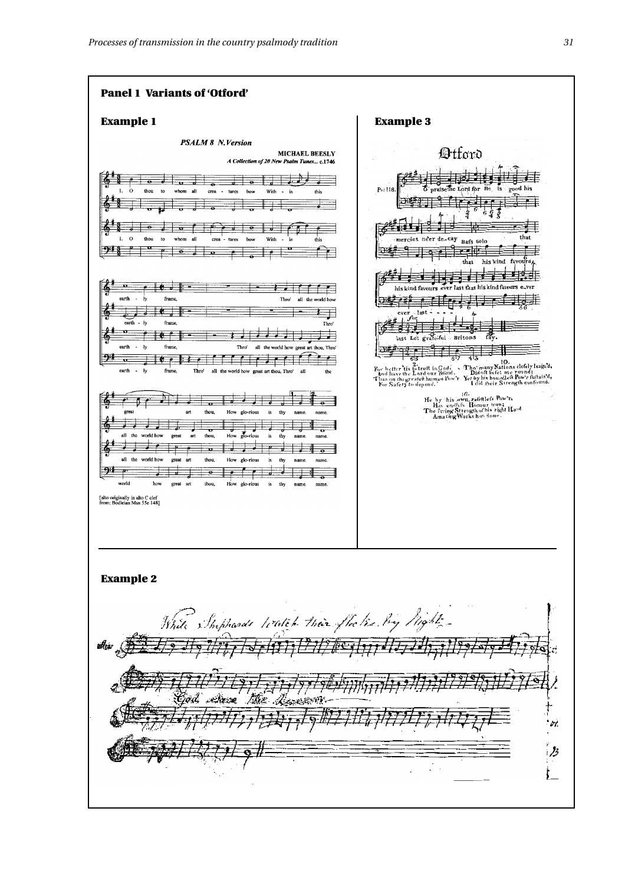## Panel 1 Variants of 'Otford'

### Example 1

*PSALM 8 N.Version*

MICHAEL BEESLY
*A Collection of 20 New Psalm Tunes...* c.1746

[alto originally in alto C clef
from: Bodleian Mus 55e 148]

### Example 3

Otford

Ps: 118.

For better 'tis to trust in God,
And have the Lord our Friend,
Than on the greatest human Pow'r
For Safety to depend.

Tho' many Nations closely leagu'd,
Did oft beset me round;
Yet by his boundless Pow'r sustain'd,
I did their Strength confound.

He by his own resistless Pow'r,
Has endless Honour won;
The saving Strength of his right Hand
Amazing Works has done.

### Example 2

While Shepherds watch their flocks by Night

God save the Queen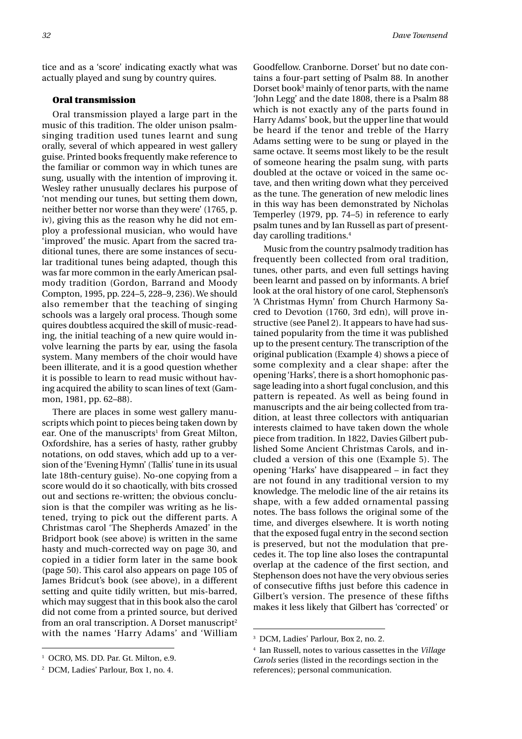tice and as a 'score' indicating exactly what was actually played and sung by country quires.

## Oral transmission

Oral transmission played a large part in the music of this tradition. The older unison psalm-singing tradition used tunes learnt and sung orally, several of which appeared in west gallery guise. Printed books frequently make reference to the familiar or common way in which tunes are sung, usually with the intention of improving it. Wesley rather unusually declares his purpose of 'not mending our tunes, but setting them down, neither better nor worse than they were' (1765, p. iv), giving this as the reason why he did not employ a professional musician, who would have 'improved' the music. Apart from the sacred traditional tunes, there are some instances of secular traditional tunes being adapted, though this was far more common in the early American psalmody tradition (Gordon, Barrand and Moody Compton, 1995, pp. 224–5, 228–9, 236). We should also remember that the teaching of singing schools was a largely oral process. Though some quires doubtless acquired the skill of music-reading, the initial teaching of a new quire would involve learning the parts by ear, using the fasola system. Many members of the choir would have been illiterate, and it is a good question whether it is possible to learn to read music without having acquired the ability to scan lines of text (Gammon, 1981, pp. 62–88).

There are places in some west gallery manuscripts which point to pieces being taken down by ear. One of the manuscripts[1] from Great Milton, Oxfordshire, has a series of hasty, rather grubby notations, on odd staves, which add up to a version of the 'Evening Hymn' (Tallis' tune in its usual late 18th-century guise). No-one copying from a score would do it so chaotically, with bits crossed out and sections re-written; the obvious conclusion is that the compiler was writing as he listened, trying to pick out the different parts. A Christmas carol 'The Shepherds Amazed' in the Bridport book (see above) is written in the same hasty and much-corrected way on page 30, and copied in a tidier form later in the same book (page 50). This carol also appears on page 105 of James Bridcut's book (see above), in a different setting and quite tidily written, but mis-barred, which may suggest that in this book also the carol did not come from a printed source, but derived from an oral transcription. A Dorset manuscript[2] with the names 'Harry Adams' and 'William Goodfellow. Cranborne. Dorset' but no date contains a four-part setting of Psalm 88. In another Dorset book[3] mainly of tenor parts, with the name 'John Legg' and the date 1808, there is a Psalm 88 which is not exactly any of the parts found in Harry Adams' book, but the upper line that would be heard if the tenor and treble of the Harry Adams setting were to be sung or played in the same octave. It seems most likely to be the result of someone hearing the psalm sung, with parts doubled at the octave or voiced in the same octave, and then writing down what they perceived as the tune. The generation of new melodic lines in this way has been demonstrated by Nicholas Temperley (1979, pp. 74–5) in reference to early psalm tunes and by Ian Russell as part of present-day carolling traditions.[4]

Music from the country psalmody tradition has frequently been collected from oral tradition, tunes, other parts, and even full settings having been learnt and passed on by informants. A brief look at the oral history of one carol, Stephenson's 'A Christmas Hymn' from Church Harmony Sacred to Devotion (1760, 3rd edn), will prove instructive (see Panel 2). It appears to have had sustained popularity from the time it was published up to the present century. The transcription of the original publication (Example 4) shows a piece of some complexity and a clear shape: after the opening 'Harks', there is a short homophonic passage leading into a short fugal conclusion, and this pattern is repeated. As well as being found in manuscripts and the air being collected from tradition, at least three collectors with antiquarian interests claimed to have taken down the whole piece from tradition. In 1822, Davies Gilbert published Some Ancient Christmas Carols, and included a version of this one (Example 5). The opening 'Harks' have disappeared – in fact they are not found in any traditional version to my knowledge. The melodic line of the air retains its shape, with a few added ornamental passing notes. The bass follows the original some of the time, and diverges elsewhere. It is worth noting that the exposed fugal entry in the second section is preserved, but not the modulation that precedes it. The top line also loses the contrapuntal overlap at the cadence of the first section, and Stephenson does not have the very obvious series of consecutive fifths just before this cadence in Gilbert's version. The presence of these fifths makes it less likely that Gilbert has 'corrected' or

---

[1] OCRO, MS. DD. Par. Gt. Milton, e.9.

[2] DCM, Ladies' Parlour, Box 1, no. 4.

[3] DCM, Ladies' Parlour, Box 2, no. 2.

[4] Ian Russell, notes to various cassettes in the *Village Carols* series (listed in the recordings section in the references); personal communication.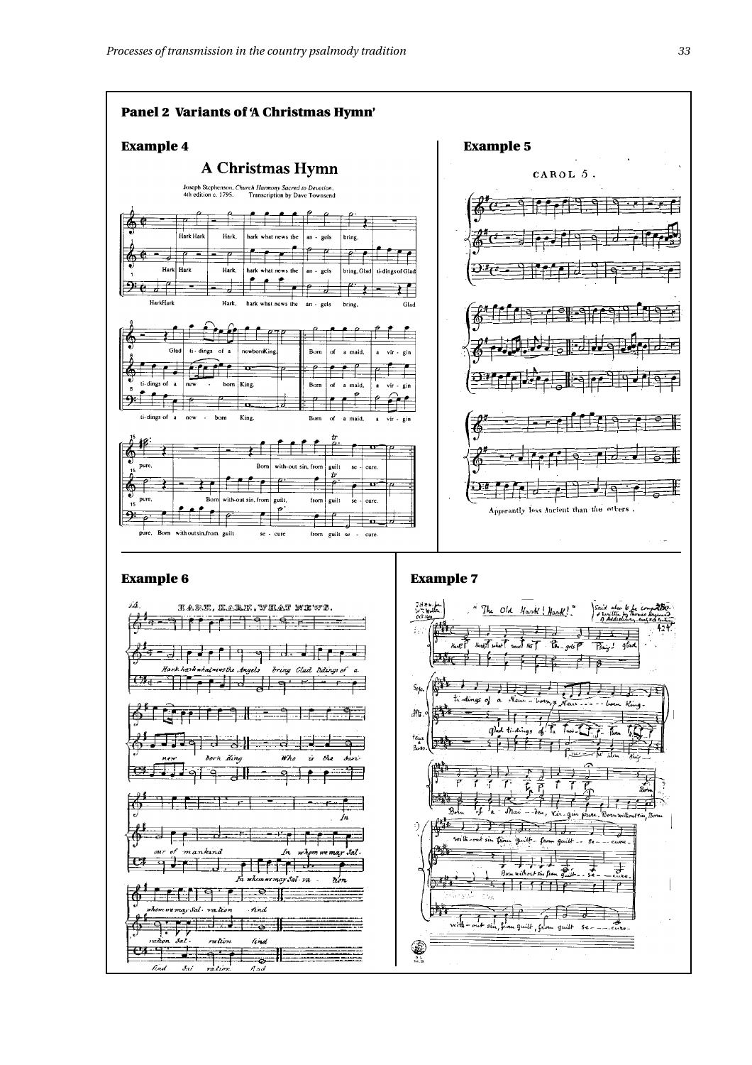**Panel 2 Variants of 'A Christmas Hymn'**

**Example 4**

**Example 5**

**Example 6**

**Example 7**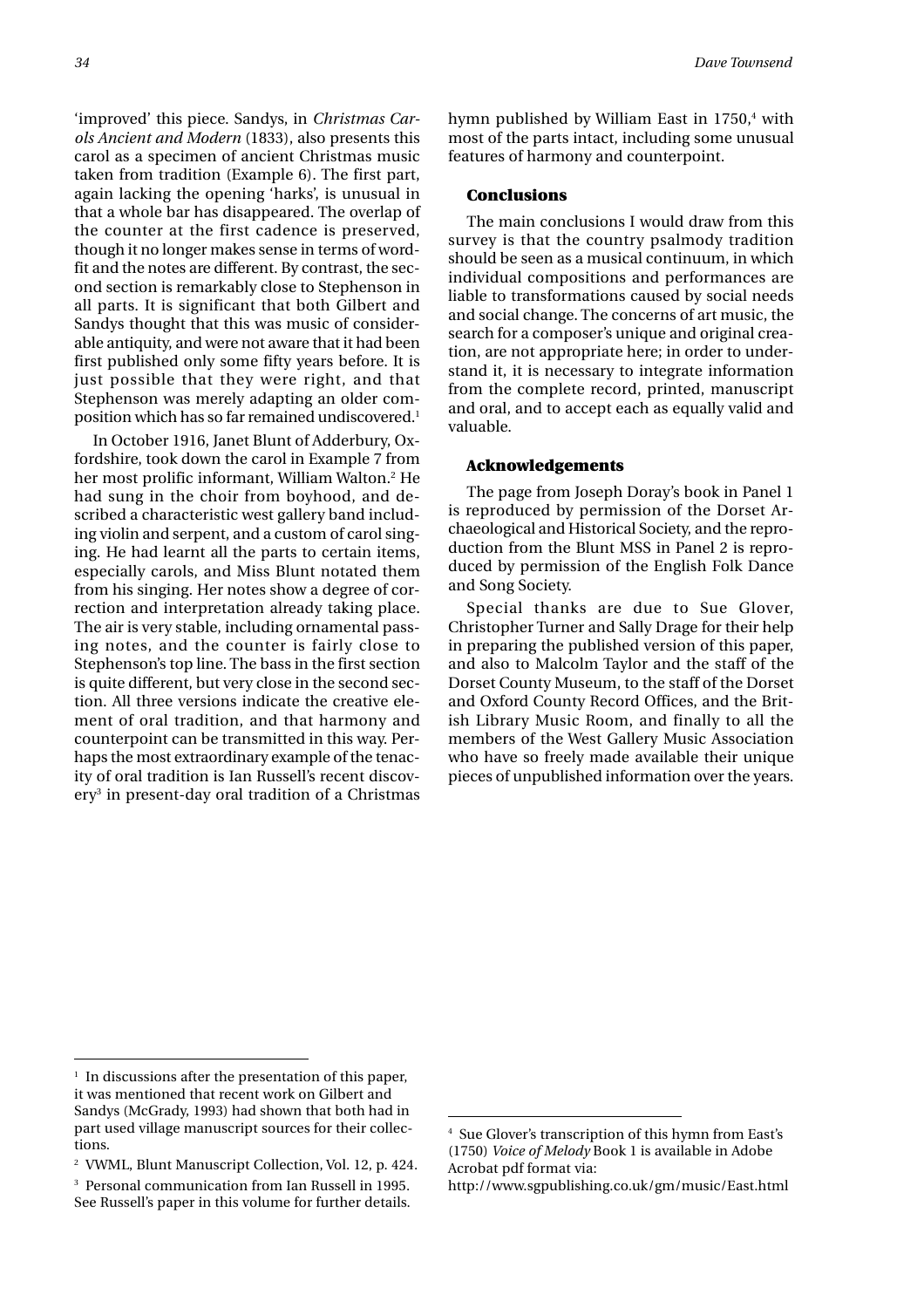'improved' this piece. Sandys, in *Christmas Carols Ancient and Modern* (1833), also presents this carol as a specimen of ancient Christmas music taken from tradition (Example 6). The first part, again lacking the opening 'harks', is unusual in that a whole bar has disappeared. The overlap of the counter at the first cadence is preserved, though it no longer makes sense in terms of word-fit and the notes are different. By contrast, the second section is remarkably close to Stephenson in all parts. It is significant that both Gilbert and Sandys thought that this was music of considerable antiquity, and were not aware that it had been first published only some fifty years before. It is just possible that they were right, and that Stephenson was merely adapting an older composition which has so far remained undiscovered.[1]

In October 1916, Janet Blunt of Adderbury, Oxfordshire, took down the carol in Example 7 from her most prolific informant, William Walton.[2] He had sung in the choir from boyhood, and described a characteristic west gallery band including violin and serpent, and a custom of carol singing. He had learnt all the parts to certain items, especially carols, and Miss Blunt notated them from his singing. Her notes show a degree of correction and interpretation already taking place. The air is very stable, including ornamental passing notes, and the counter is fairly close to Stephenson's top line. The bass in the first section is quite different, but very close in the second section. All three versions indicate the creative element of oral tradition, and that harmony and counterpoint can be transmitted in this way. Perhaps the most extraordinary example of the tenacity of oral tradition is Ian Russell's recent discovery[3] in present-day oral tradition of a Christmas hymn published by William East in 1750,[4] with most of the parts intact, including some unusual features of harmony and counterpoint.

## Conclusions

The main conclusions I would draw from this survey is that the country psalmody tradition should be seen as a musical continuum, in which individual compositions and performances are liable to transformations caused by social needs and social change. The concerns of art music, the search for a composer's unique and original creation, are not appropriate here; in order to understand it, it is necessary to integrate information from the complete record, printed, manuscript and oral, and to accept each as equally valid and valuable.

## Acknowledgements

The page from Joseph Doray's book in Panel 1 is reproduced by permission of the Dorset Archaeological and Historical Society, and the reproduction from the Blunt MSS in Panel 2 is reproduced by permission of the English Folk Dance and Song Society.

Special thanks are due to Sue Glover, Christopher Turner and Sally Drage for their help in preparing the published version of this paper, and also to Malcolm Taylor and the staff of the Dorset County Museum, to the staff of the Dorset and Oxford County Record Offices, and the British Library Music Room, and finally to all the members of the West Gallery Music Association who have so freely made available their unique pieces of unpublished information over the years.

---

[1] In discussions after the presentation of this paper, it was mentioned that recent work on Gilbert and Sandys (McGrady, 1993) had shown that both had in part used village manuscript sources for their collections.

[2] VWML, Blunt Manuscript Collection, Vol. 12, p. 424.

[3] Personal communication from Ian Russell in 1995. See Russell's paper in this volume for further details.

[4] Sue Glover's transcription of this hymn from East's (1750) *Voice of Melody* Book 1 is available in Adobe Acrobat pdf format via:
http://www.sgpublishing.co.uk/gm/music/East.html